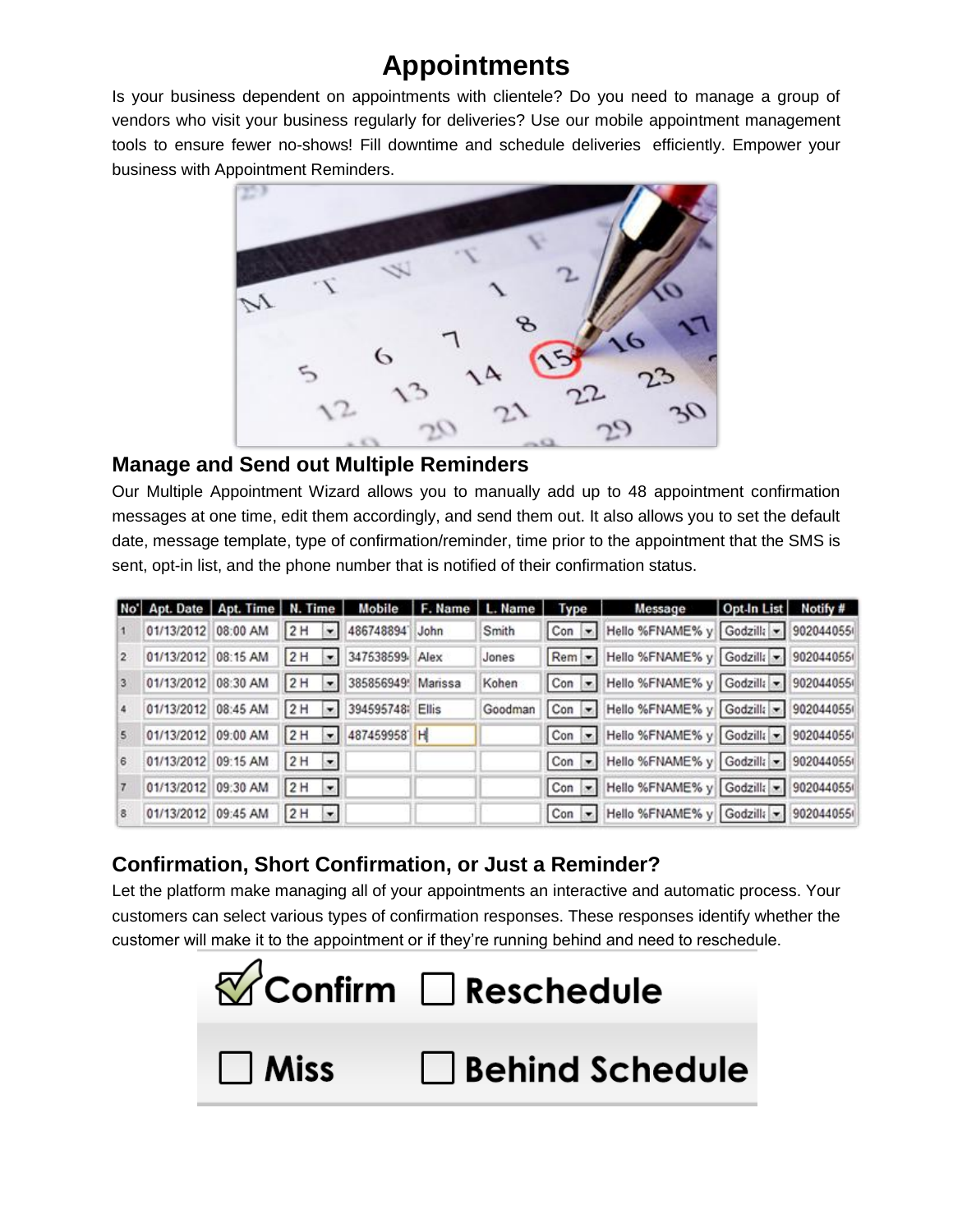# Appointments

Is your business dependent on appointments with clientele? Do you need to manage a group of vendors who visit your business regularly for deliveries? Use our mobile appointment management tools to ensure fewer no-shows! Fill downtime and schedule deliveries efficiently. Empower your business with Appointment Reminders.

## Manage and Send out Multiple Reminders

Our Multiple Appointment Wizard allows you to manually add up to 48 appointment confirmation messages at one time, edit them accordingly, and send them out. It also allows you to set the default date, message template, type of confirmation/reminder, time prior to the appointment that the SMS is sent, opt-in list, and the phone number that is notified of their confirmation status.

| No' | Apt. Date | Apt. Time | N. Time | Mobile | F. Name | L. Name | Type | Message | Opt-In List | Notify # |
|---|---|---|---|---|---|---|---|---|---|---|
| 1 | 01/13/2012 | 08:00 AM | 2 H | 486748894 | John | Smith | Con | Hello %FNAME% y | Godzill | 902044055 |
| 2 | 01/13/2012 | 08:15 AM | 2 H | 347538599 | Alex | Jones | Rem | Hello %FNAME% y | Godzill | 902044055 |
| 3 | 01/13/2012 | 08:30 AM | 2 H | 385856949 | Marissa | Kohen | Con | Hello %FNAME% y | Godzill | 902044055 |
| 4 | 01/13/2012 | 08:45 AM | 2 H | 394595748 | Ellis | Goodman | Con | Hello %FNAME% y | Godzill | 902044055 |
| 5 | 01/13/2012 | 09:00 AM | 2 H | 487459958 | H | | Con | Hello %FNAME% y | Godzill | 902044055 |
| 6 | 01/13/2012 | 09:15 AM | 2 H | | | | Con | Hello %FNAME% y | Godzill | 902044055 |
| 7 | 01/13/2012 | 09:30 AM | 2 H | | | | Con | Hello %FNAME% y | Godzill | 902044055 |
| 8 | 01/13/2012 | 09:45 AM | 2 H | | | | Con | Hello %FNAME% y | Godzill | 902044055 |

## Confirmation, Short Confirmation, or Just a Reminder?

Let the platform make managing all of your appointments an interactive and automatic process. Your customers can select various types of confirmation responses. These responses identify whether the customer will make it to the appointment or if they're running behind and need to reschedule.

- [x] Confirm
- [ ] Reschedule
- [ ] Miss
- [ ] Behind Schedule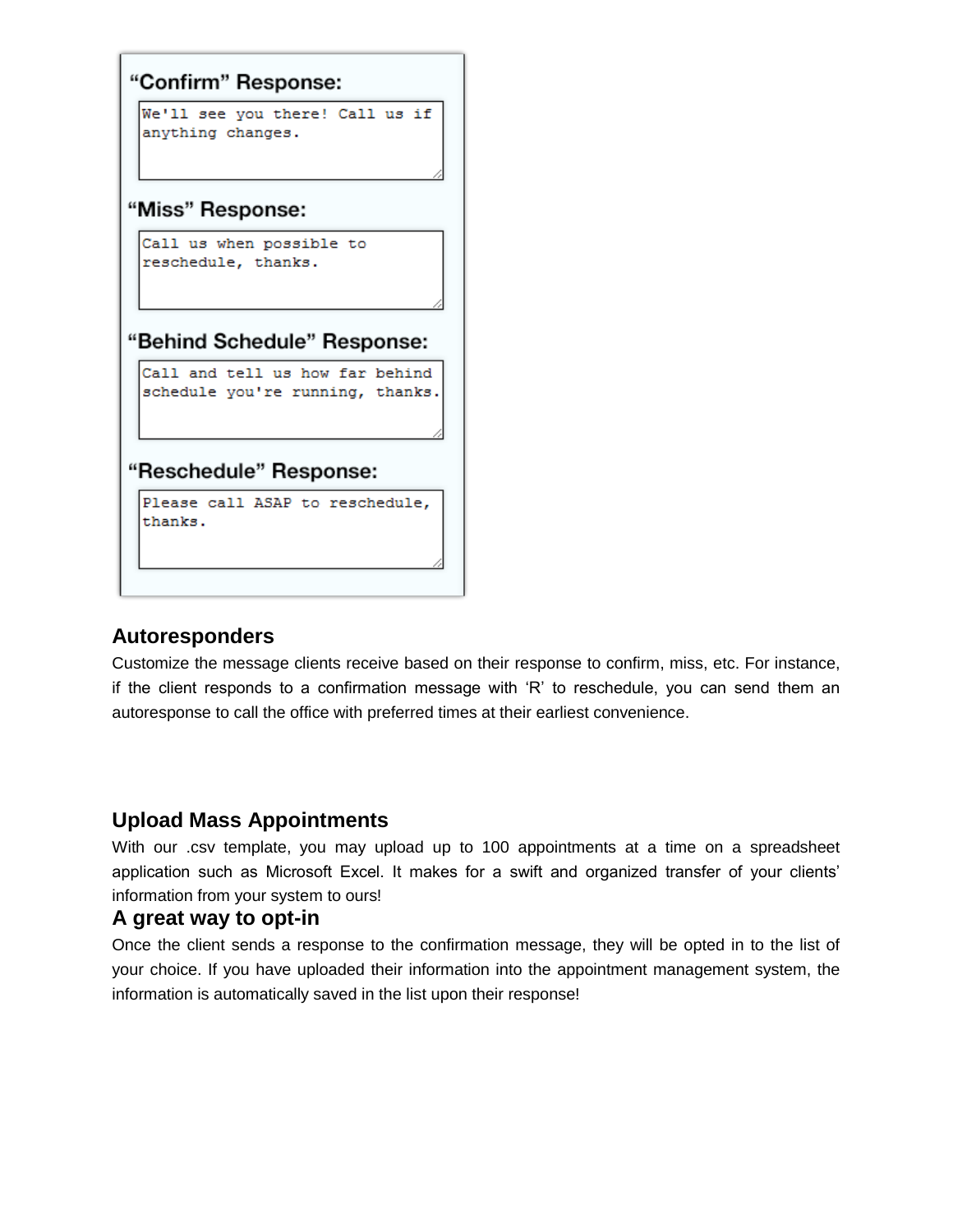**"Confirm" Response:**

```
We'll see you there! Call us if anything changes.
```

**"Miss" Response:**

```
Call us when possible to reschedule, thanks.
```

**"Behind Schedule" Response:**

```
Call and tell us how far behind schedule you're running, thanks.
```

**"Reschedule" Response:**

```
Please call ASAP to reschedule, thanks.
```

## Autoresponders

Customize the message clients receive based on their response to confirm, miss, etc. For instance, if the client responds to a confirmation message with 'R' to reschedule, you can send them an autoresponse to call the office with preferred times at their earliest convenience.

## Upload Mass Appointments

With our .csv template, you may upload up to 100 appointments at a time on a spreadsheet application such as Microsoft Excel. It makes for a swift and organized transfer of your clients' information from your system to ours!

## A great way to opt-in

Once the client sends a response to the confirmation message, they will be opted in to the list of your choice. If you have uploaded their information into the appointment management system, the information is automatically saved in the list upon their response!